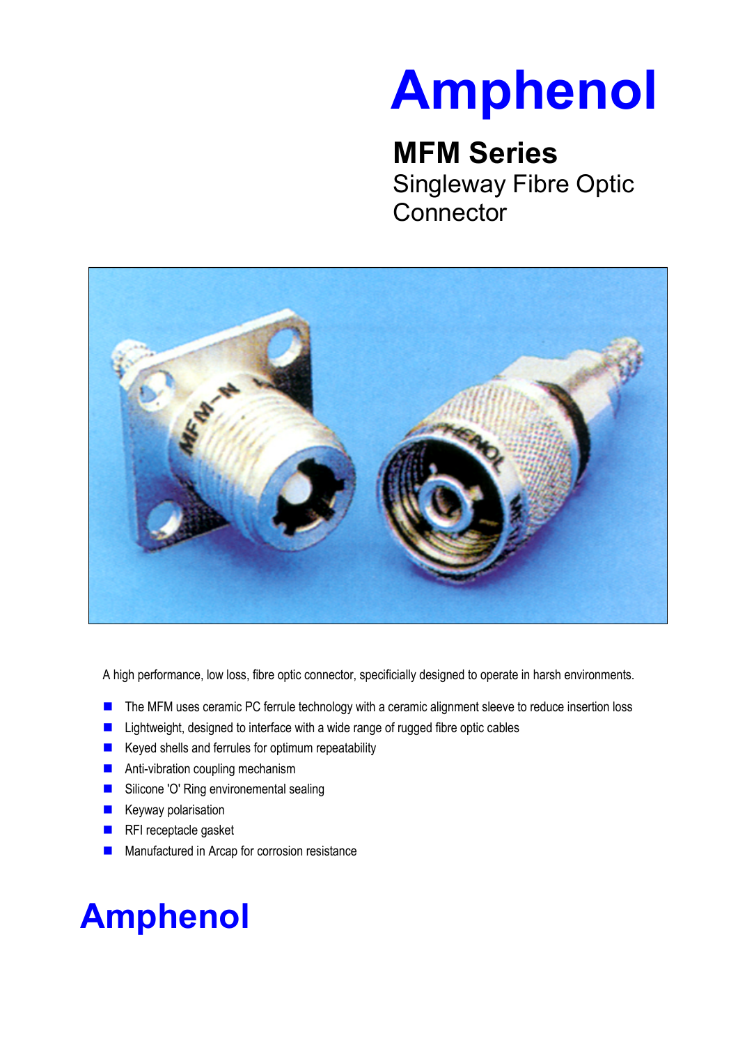# Amphenol

## MFM Series

Singleway Fibre Optic Connector

A high performance, low loss, fibre optic connector, specificially designed to operate in harsh environments.

- The MFM uses ceramic PC ferrule technology with a ceramic alignment sleeve to reduce insertion loss
- Lightweight, designed to interface with a wide range of rugged fibre optic cables
- Keyed shells and ferrules for optimum repeatability
- Anti-vibration coupling mechanism
- Silicone 'O' Ring environemental sealing
- Keyway polarisation
- RFI receptacle gasket
- Manufactured in Arcap for corrosion resistance

Amphenol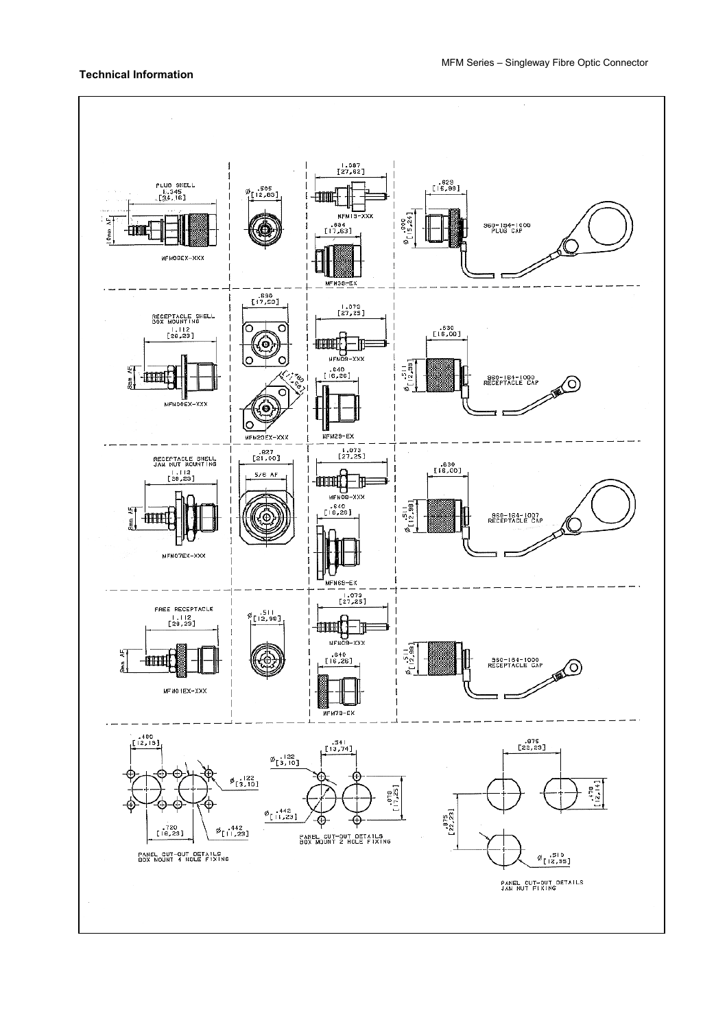## Technical Information

PLUG SHELL
1.345
[34,16]

10mm AF

MFM08EX-XXX

Ø .505 [12,83]

1.087
[27,62]

MFM19-XXX

.694
[17,63]

MFM39-EX

.629
[15,99]

Ø .200 [5,24]

960-164-1000
PLUG CAP

RECEPTACLE SHELL
BOX MOUNTING
1.112
[28,23]

8mm AF

MFM06EX-XXX

.690
[17,53]

MFM20EX-XXX

1.073
[27,25]

MFM09-XXX

.640
[16,26]

MFM29-EX

.630
[16,00]

Ø .511 [12,98]

960-164-1000
RECEPTACLE CAP

RECEPTACLE SHELL
JAM NUT MOUNTING
1.112
[28,23]

8mm AF

MFM07EX-XXX

.827
[21,00]

5/8 AF

1.073
[27,25]

MFM09-XXX

.640
[16,26]

MFM69-EX

.630
[16,00]

Ø .511 [12,98]

960-164-1007
RECEPTACLE CAP

FREE RECEPTACLE
1.112
[28,23]

8mm AF

MFM01EX-XXX

Ø .511 [12,98]

1.073
[27,25]

MFM09-XXX

.640
[16,26]

MFM79-EX

Ø .511 [12,98]

960-164-1000
RECEPTACLE CAP

.480
[12,19]

Ø .122 [3,10]

.720
[18,29]

Ø .442 [11,23]

PANEL CUT-OUT DETAILS
BOX MOUNT 4 HOLE FIXING

Ø .122 [3,10]

.541
[13,74]

.679
[17,25]

Ø .442 [11,23]

PANEL CUT-OUT DETAILS
BOX MOUNT 2 HOLE FIXING

.875
[22,23]

.478
[12,14]

.875
[22,23]

Ø .510 [12,95]

PANEL CUT-OUT DETAILS
JAM NUT FIXING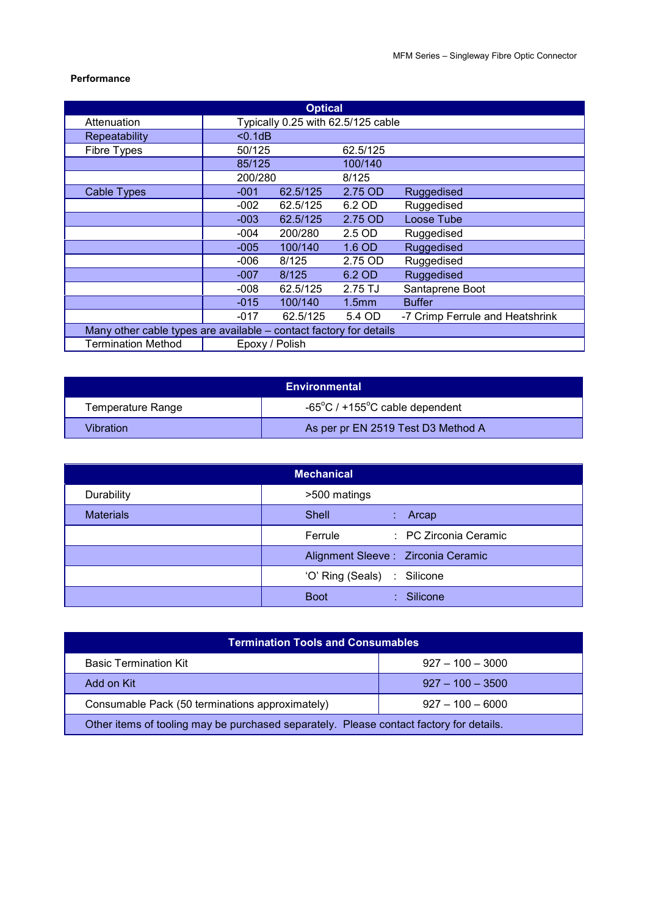**Performance**

| Optical | | | | |
|---|---|---|---|---|
| Attenuation | Typically 0.25 with 62.5/125 cable | | | |
| Repeatability | <0.1dB | | | |
| Fibre Types | 50/125 | | 62.5/125 | |
| | 85/125 | | 100/140 | |
| | 200/280 | | 8/125 | |
| Cable Types | -001 | 62.5/125 | 2.75 OD | Ruggedised |
| | -002 | 62.5/125 | 6.2 OD | Ruggedised |
| | -003 | 62.5/125 | 2.75 OD | Loose Tube |
| | -004 | 200/280 | 2.5 OD | Ruggedised |
| | -005 | 100/140 | 1.6 OD | Ruggedised |
| | -006 | 8/125 | 2.75 OD | Ruggedised |
| | -007 | 8/125 | 6.2 OD | Ruggedised |
| | -008 | 62.5/125 | 2.75 TJ | Santaprene Boot |
| | -015 | 100/140 | 1.5mm | Buffer |
| | -017 | 62.5/125 | 5.4 OD | -7 Crimp Ferrule and Heatshrink |
| Many other cable types are available – contact factory for details | | | | |
| Termination Method | Epoxy / Polish | | | |

| Environmental | |
|---|---|
| Temperature Range | -65°C / +155°C cable dependent |
| Vibration | As per pr EN 2519 Test D3 Method A |

| Mechanical | |
|---|---|
| Durability | >500 matings |
| Materials | Shell : Arcap |
| | Ferrule : PC Zirconia Ceramic |
| | Alignment Sleeve : Zirconia Ceramic |
| | 'O' Ring (Seals) : Silicone |
| | Boot : Silicone |

| Termination Tools and Consumables | |
|---|---|
| Basic Termination Kit | 927 – 100 – 3000 |
| Add on Kit | 927 – 100 – 3500 |
| Consumable Pack (50 terminations approximately) | 927 – 100 – 6000 |
| Other items of tooling may be purchased separately. Please contact factory for details. | |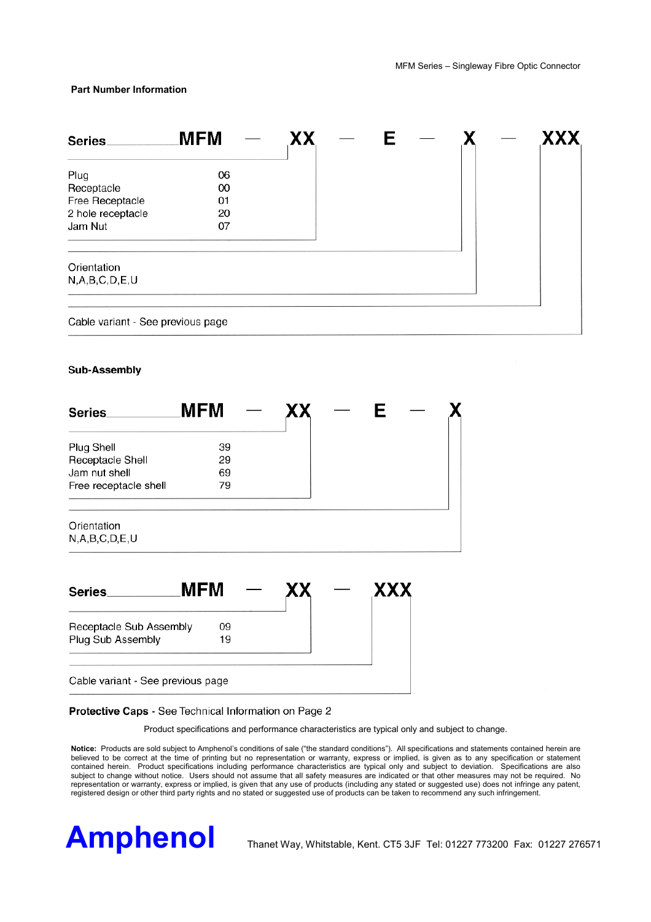**Part Number Information**

**Series** MFM — XX — E — X — XXX

| | |
|---|---|
| Plug | 06 |
| Receptacle | 00 |
| Free Receptacle | 01 |
| 2 hole receptacle | 20 |
| Jam Nut | 07 |

Orientation
N,A,B,C,D,E,U

Cable variant - See previous page

**Sub-Assembly**

**Series** MFM — XX — E — X

| | |
|---|---|
| Plug Shell | 39 |
| Receptacle Shell | 29 |
| Jam nut shell | 69 |
| Free receptacle shell | 79 |

Orientation
N,A,B,C,D,E,U

**Series** MFM — XX — XXX

| | |
|---|---|
| Receptacle Sub Assembly | 09 |
| Plug Sub Assembly | 19 |

Cable variant - See previous page

**Protective Caps** - See Technical Information on Page 2

Product specifications and performance characteristics are typical only and subject to change.

**Notice:** Products are sold subject to Amphenol's conditions of sale ("the standard conditions"). All specifications and statements contained herein are believed to be correct at the time of printing but no representation or warranty, express or implied, is given as to any specification or statement contained herein. Product specifications including performance characteristics are typical only and subject to deviation. Specifications are also subject to change without notice. Users should not assume that all safety measures are indicated or that other measures may not be required. No representation or warranty, express or implied, is given that any use of products (including any stated or suggested use) does not infringe any patent, registered design or other third party rights and no stated or suggested use of products can be taken to recommend any such infringement.

**Amphenol** Thanet Way, Whitstable, Kent. CT5 3JF Tel: 01227 773200 Fax: 01227 276571